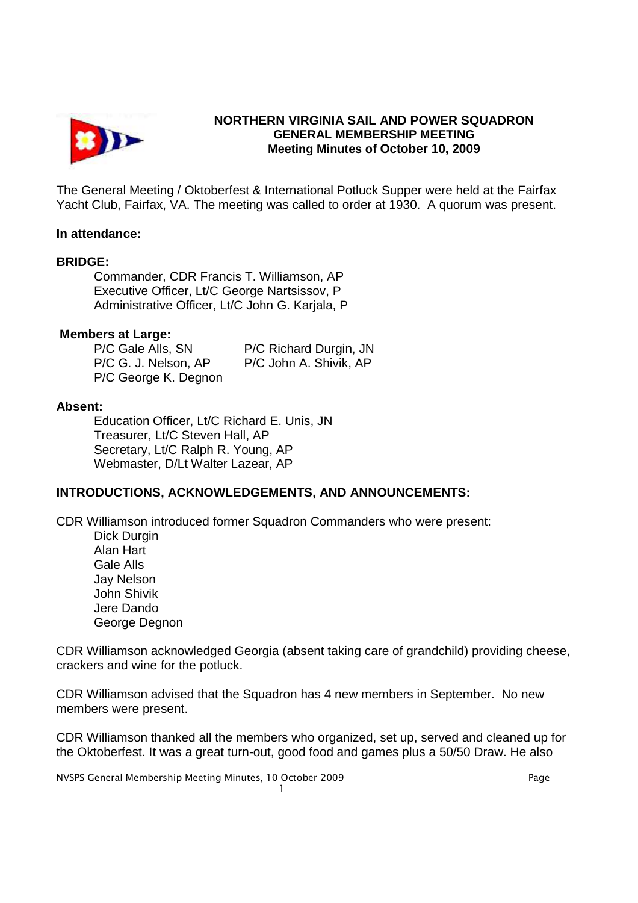# NORTHERN VIRGINIA SAIL AND POWER SQUADRON
## GENERAL MEMBERSHIP MEETING
### Meeting Minutes of October 10, 2009

The General Meeting / Oktoberfest & International Potluck Supper were held at the Fairfax Yacht Club, Fairfax, VA. The meeting was called to order at 1930. A quorum was present.

**In attendance:**

**BRIDGE:**

Commander, CDR Francis T. Williamson, AP
Executive Officer, Lt/C George Nartsissov, P
Administrative Officer, Lt/C John G. Karjala, P

**Members at Large:**

P/C Gale Alls, SN
P/C G. J. Nelson, AP
P/C George K. Degnon
P/C Richard Durgin, JN
P/C John A. Shivik, AP

**Absent:**

Education Officer, Lt/C Richard E. Unis, JN
Treasurer, Lt/C Steven Hall, AP
Secretary, Lt/C Ralph R. Young, AP
Webmaster, D/Lt Walter Lazear, AP

**INTRODUCTIONS, ACKNOWLEDGEMENTS, AND ANNOUNCEMENTS:**

CDR Williamson introduced former Squadron Commanders who were present:

Dick Durgin
Alan Hart
Gale Alls
Jay Nelson
John Shivik
Jere Dando
George Degnon

CDR Williamson acknowledged Georgia (absent taking care of grandchild) providing cheese, crackers and wine for the potluck.

CDR Williamson advised that the Squadron has 4 new members in September. No new members were present.

CDR Williamson thanked all the members who organized, set up, served and cleaned up for the Oktoberfest. It was a great turn-out, good food and games plus a 50/50 Draw. He also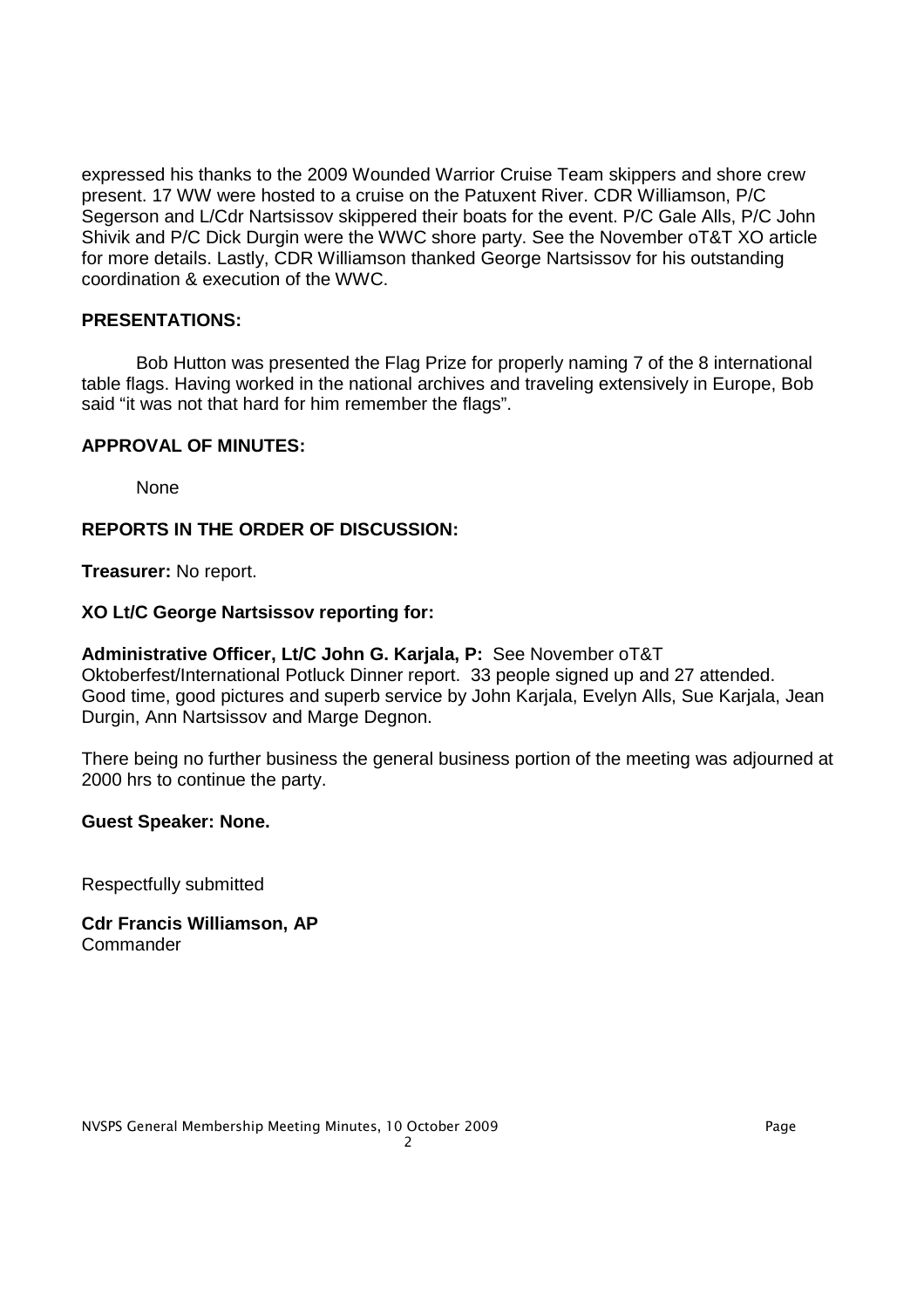expressed his thanks to the 2009 Wounded Warrior Cruise Team skippers and shore crew present. 17 WW were hosted to a cruise on the Patuxent River. CDR Williamson, P/C Segerson and L/Cdr Nartsissov skippered their boats for the event. P/C Gale Alls, P/C John Shivik and P/C Dick Durgin were the WWC shore party. See the November oT&T XO article for more details. Lastly, CDR Williamson thanked George Nartsissov for his outstanding coordination & execution of the WWC.

**PRESENTATIONS:**

Bob Hutton was presented the Flag Prize for properly naming 7 of the 8 international table flags. Having worked in the national archives and traveling extensively in Europe, Bob said "it was not that hard for him remember the flags".

**APPROVAL OF MINUTES:**

None

**REPORTS IN THE ORDER OF DISCUSSION:**

**Treasurer:** No report.

**XO Lt/C George Nartsissov reporting for:**

**Administrative Officer, Lt/C John G. Karjala, P:** See November oT&T Oktoberfest/International Potluck Dinner report. 33 people signed up and 27 attended. Good time, good pictures and superb service by John Karjala, Evelyn Alls, Sue Karjala, Jean Durgin, Ann Nartsissov and Marge Degnon.

There being no further business the general business portion of the meeting was adjourned at 2000 hrs to continue the party.

**Guest Speaker: None.**

Respectfully submitted

**Cdr Francis Williamson, AP**
Commander